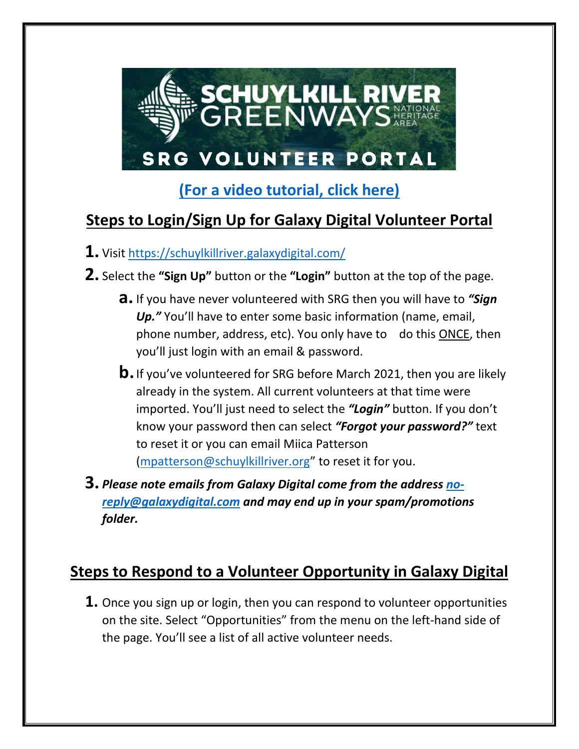# SCHUYLKILL RIVER GREENWAYS NATIONAL HERITAGE AREA

## SRG VOLUNTEER PORTAL

**(For a video tutorial, click here)**

## Steps to Login/Sign Up for Galaxy Digital Volunteer Portal

1. Visit https://schuylkillriver.galaxydigital.com/
2. Select the **"Sign Up"** button or the **"Login"** button at the top of the page.
   - **a.** If you have never volunteered with SRG then you will have to ***"Sign Up."*** You'll have to enter some basic information (name, email, phone number, address, etc). You only have to do this ONCE, then you'll just login with an email & password.
   - **b.** If you've volunteered for SRG before March 2021, then you are likely already in the system. All current volunteers at that time were imported. You'll just need to select the ***"Login"*** button. If you don't know your password then can select ***"Forgot your password?"*** text to reset it or you can email Miica Patterson (mpatterson@schuylkillriver.org" to reset it for you.
3. ***Please note emails from Galaxy Digital come from the address no-reply@galaxydigital.com and may end up in your spam/promotions folder.***

## Steps to Respond to a Volunteer Opportunity in Galaxy Digital

1. Once you sign up or login, then you can respond to volunteer opportunities on the site. Select "Opportunities" from the menu on the left-hand side of the page. You'll see a list of all active volunteer needs.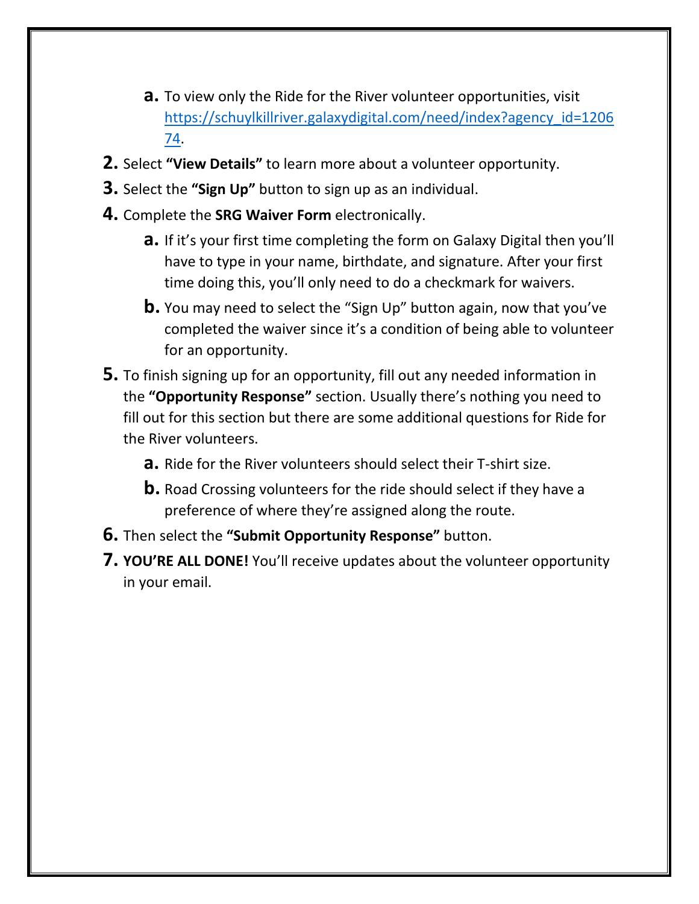a. To view only the Ride for the River volunteer opportunities, visit [https://schuylkillriver.galaxydigital.com/need/index?agency_id=120674](https://schuylkillriver.galaxydigital.com/need/index?agency_id=120674).

2. Select **“View Details”** to learn more about a volunteer opportunity.
3. Select the **“Sign Up”** button to sign up as an individual.
4. Complete the **SRG Waiver Form** electronically.
   a. If it’s your first time completing the form on Galaxy Digital then you’ll have to type in your name, birthdate, and signature. After your first time doing this, you’ll only need to do a checkmark for waivers.
   b. You may need to select the “Sign Up” button again, now that you’ve completed the waiver since it’s a condition of being able to volunteer for an opportunity.
5. To finish signing up for an opportunity, fill out any needed information in the **“Opportunity Response”** section. Usually there’s nothing you need to fill out for this section but there are some additional questions for Ride for the River volunteers.
   a. Ride for the River volunteers should select their T-shirt size.
   b. Road Crossing volunteers for the ride should select if they have a preference of where they’re assigned along the route.
6. Then select the **“Submit Opportunity Response”** button.
7. **YOU’RE ALL DONE!** You’ll receive updates about the volunteer opportunity in your email.